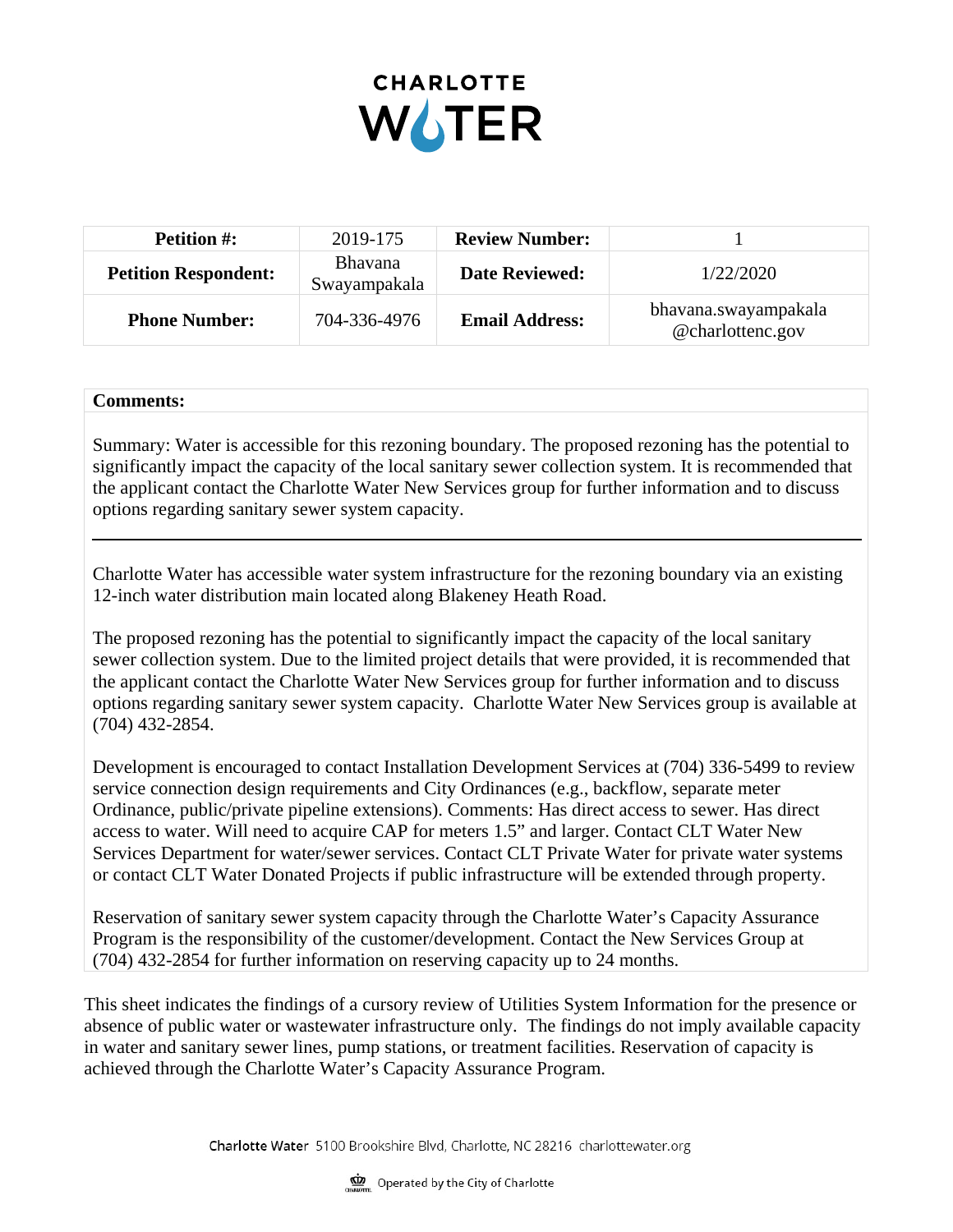# CHARLOTTE WATER

| Petition #: | 2019-175 | Review Number: | 1 |
|---|---|---|---|
| Petition Respondent: | Bhavana Swayampakala | Date Reviewed: | 1/22/2020 |
| Phone Number: | 704-336-4976 | Email Address: | bhavana.swayampakala @charlottenc.gov |

**Comments:**

Summary: Water is accessible for this rezoning boundary. The proposed rezoning has the potential to significantly impact the capacity of the local sanitary sewer collection system. It is recommended that the applicant contact the Charlotte Water New Services group for further information and to discuss options regarding sanitary sewer system capacity.

---

Charlotte Water has accessible water system infrastructure for the rezoning boundary via an existing 12-inch water distribution main located along Blakeney Heath Road.

The proposed rezoning has the potential to significantly impact the capacity of the local sanitary sewer collection system. Due to the limited project details that were provided, it is recommended that the applicant contact the Charlotte Water New Services group for further information and to discuss options regarding sanitary sewer system capacity. Charlotte Water New Services group is available at (704) 432-2854.

Development is encouraged to contact Installation Development Services at (704) 336-5499 to review service connection design requirements and City Ordinances (e.g., backflow, separate meter Ordinance, public/private pipeline extensions). Comments: Has direct access to sewer. Has direct access to water. Will need to acquire CAP for meters 1.5" and larger. Contact CLT Water New Services Department for water/sewer services. Contact CLT Private Water for private water systems or contact CLT Water Donated Projects if public infrastructure will be extended through property.

Reservation of sanitary sewer system capacity through the Charlotte Water's Capacity Assurance Program is the responsibility of the customer/development. Contact the New Services Group at (704) 432-2854 for further information on reserving capacity up to 24 months.

This sheet indicates the findings of a cursory review of Utilities System Information for the presence or absence of public water or wastewater infrastructure only. The findings do not imply available capacity in water and sanitary sewer lines, pump stations, or treatment facilities. Reservation of capacity is achieved through the Charlotte Water's Capacity Assurance Program.

Charlotte Water 5100 Brookshire Blvd, Charlotte, NC 28216 charlottewater.org

Operated by the City of Charlotte